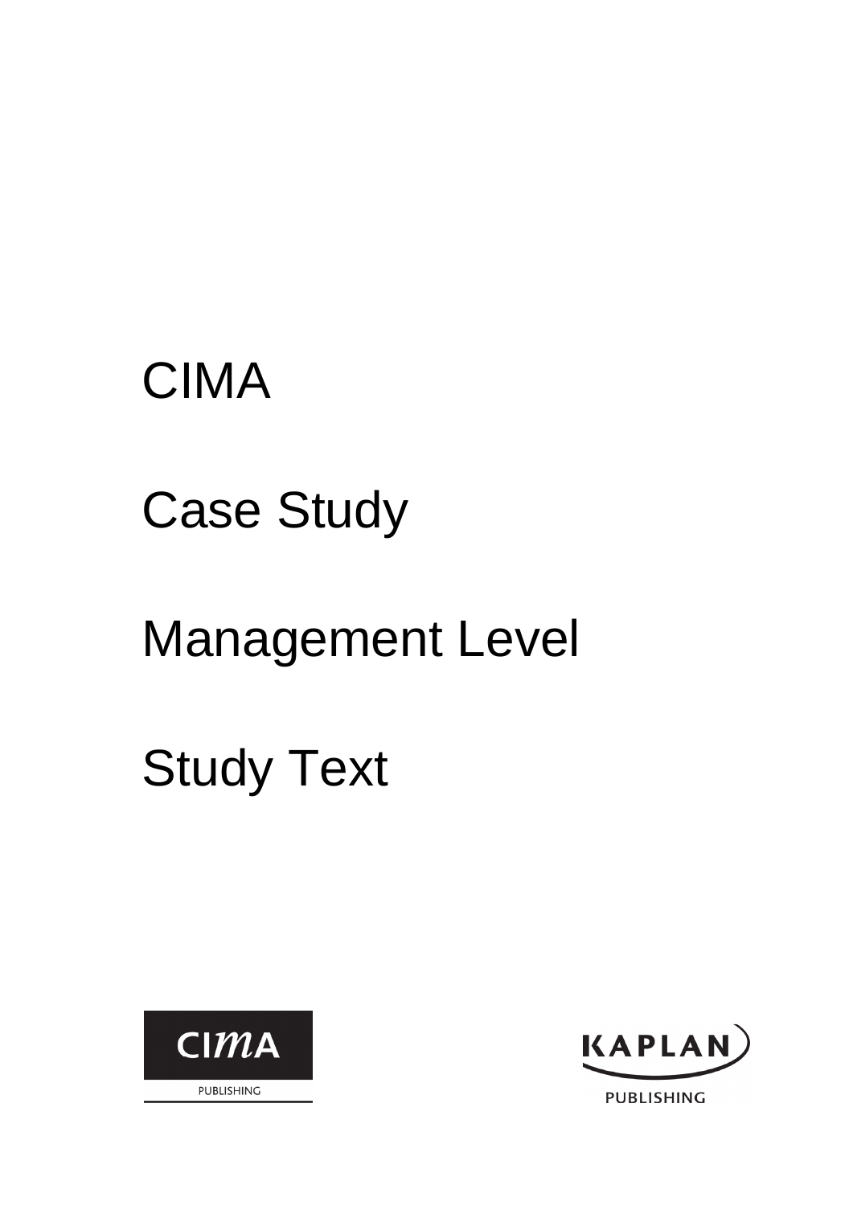# CIMA

# Case Study

# Management Level

# Study Text

CIMA PUBLISHING

KAPLAN PUBLISHING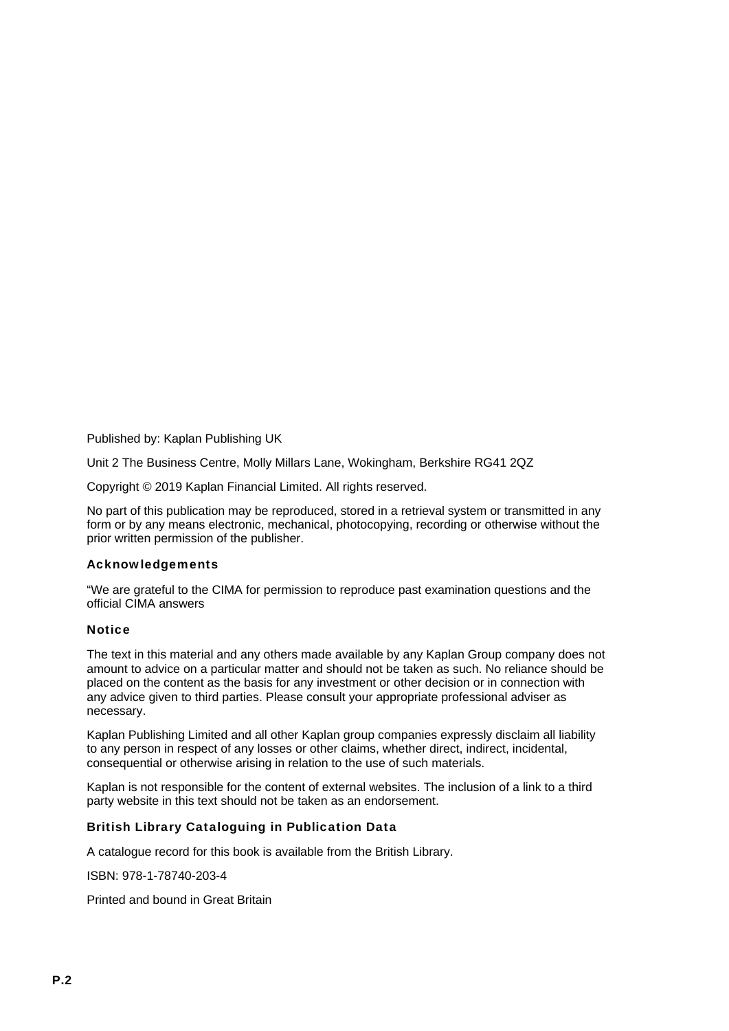Published by: Kaplan Publishing UK

Unit 2 The Business Centre, Molly Millars Lane, Wokingham, Berkshire RG41 2QZ

Copyright © 2019 Kaplan Financial Limited. All rights reserved.

No part of this publication may be reproduced, stored in a retrieval system or transmitted in any form or by any means electronic, mechanical, photocopying, recording or otherwise without the prior written permission of the publisher.

### Acknowledgements

“We are grateful to the CIMA for permission to reproduce past examination questions and the official CIMA answers

### Notice

The text in this material and any others made available by any Kaplan Group company does not amount to advice on a particular matter and should not be taken as such. No reliance should be placed on the content as the basis for any investment or other decision or in connection with any advice given to third parties. Please consult your appropriate professional adviser as necessary.

Kaplan Publishing Limited and all other Kaplan group companies expressly disclaim all liability to any person in respect of any losses or other claims, whether direct, indirect, incidental, consequential or otherwise arising in relation to the use of such materials.

Kaplan is not responsible for the content of external websites. The inclusion of a link to a third party website in this text should not be taken as an endorsement.

### British Library Cataloguing in Publication Data

A catalogue record for this book is available from the British Library.

ISBN: 978-1-78740-203-4

Printed and bound in Great Britain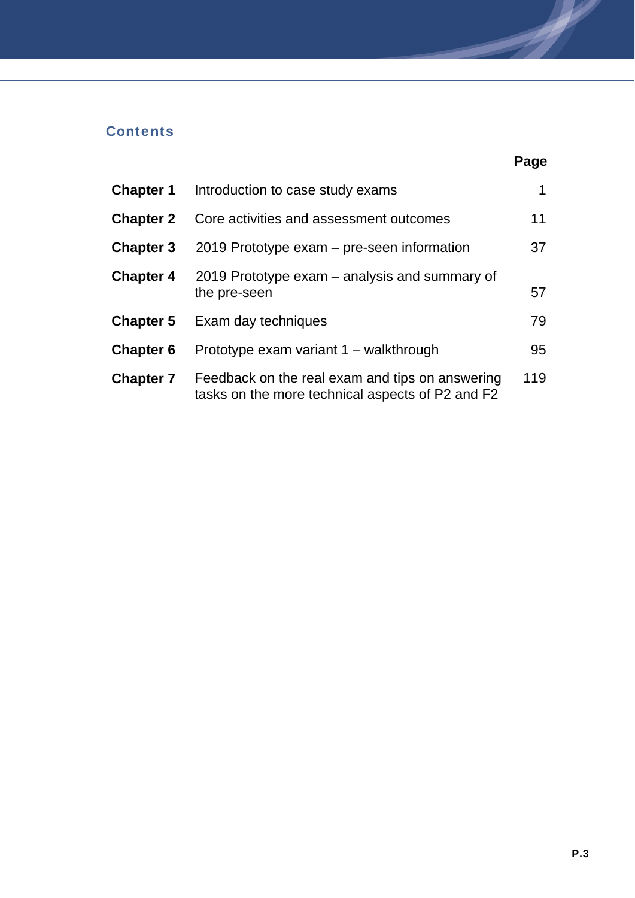## Contents

| | | Page |
|---|---|---|
| **Chapter 1** | Introduction to case study exams | 1 |
| **Chapter 2** | Core activities and assessment outcomes | 11 |
| **Chapter 3** | 2019 Prototype exam – pre-seen information | 37 |
| **Chapter 4** | 2019 Prototype exam – analysis and summary of the pre-seen | 57 |
| **Chapter 5** | Exam day techniques | 79 |
| **Chapter 6** | Prototype exam variant 1 – walkthrough | 95 |
| **Chapter 7** | Feedback on the real exam and tips on answering tasks on the more technical aspects of P2 and F2 | 119 |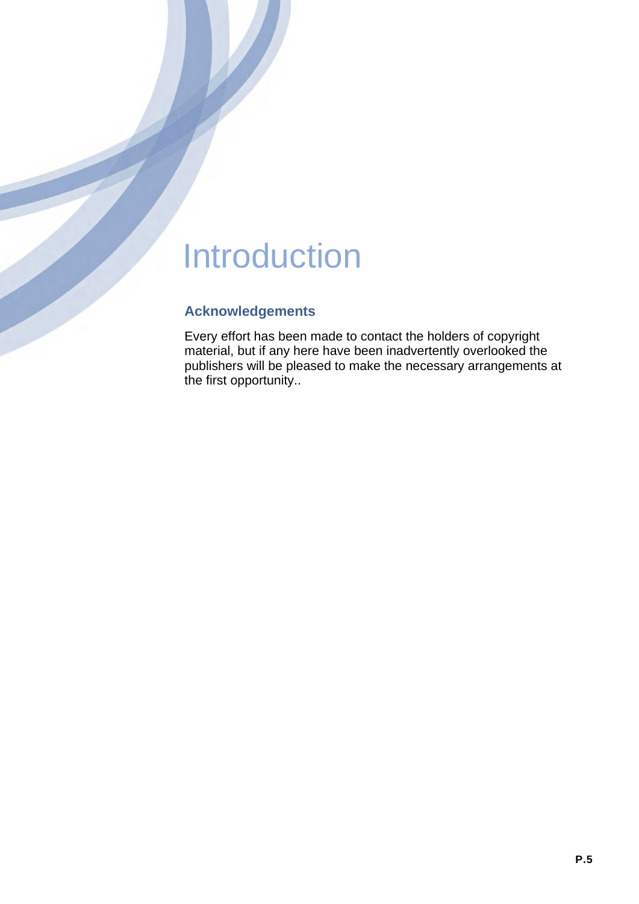# Introduction

## Acknowledgements

Every effort has been made to contact the holders of copyright material, but if any here have been inadvertently overlooked the publishers will be pleased to make the necessary arrangements at the first opportunity..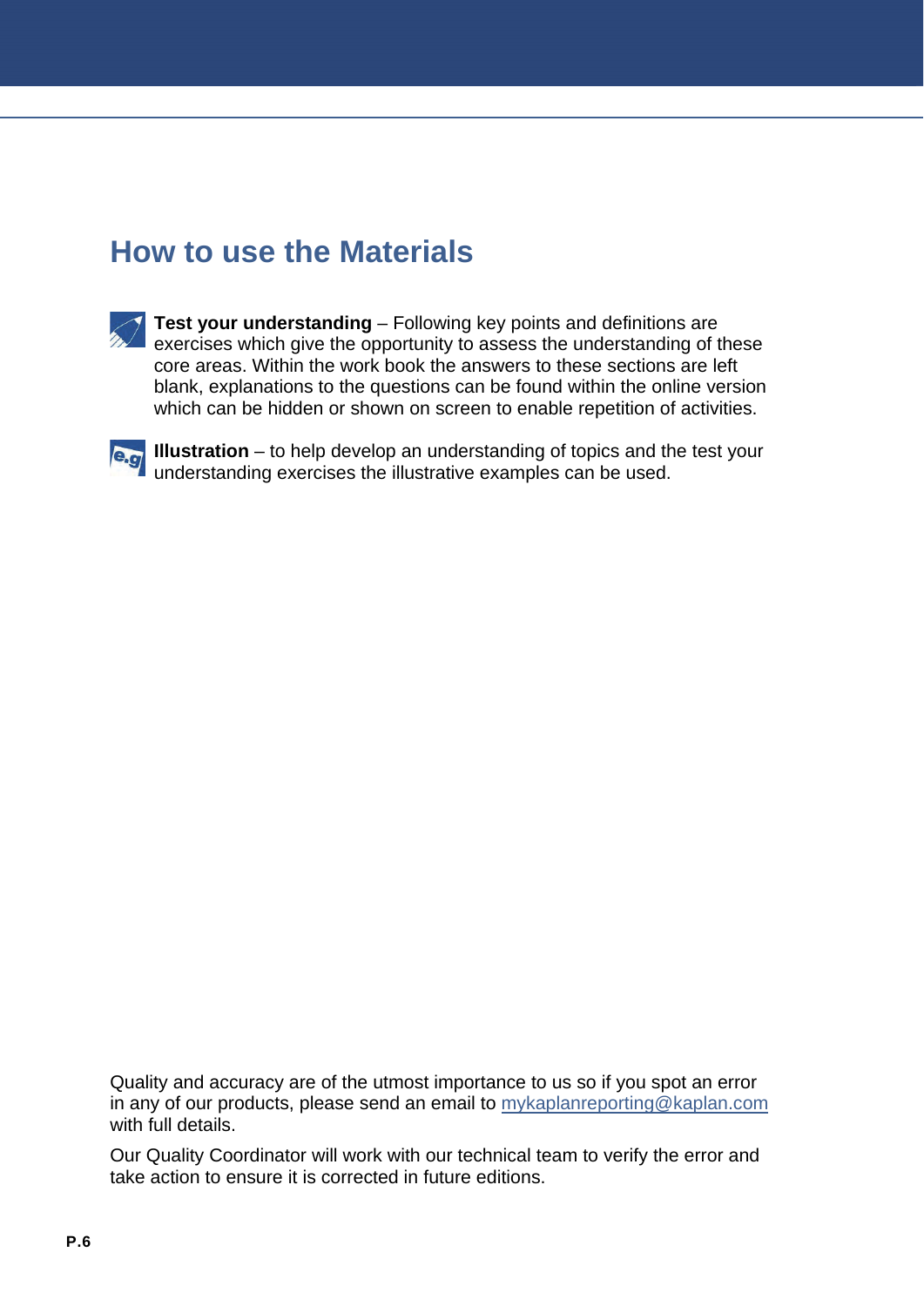# How to use the Materials

**Test your understanding** – Following key points and definitions are exercises which give the opportunity to assess the understanding of these core areas. Within the work book the answers to these sections are left blank, explanations to the questions can be found within the online version which can be hidden or shown on screen to enable repetition of activities.

**Illustration** – to help develop an understanding of topics and the test your understanding exercises the illustrative examples can be used.

Quality and accuracy are of the utmost importance to us so if you spot an error in any of our products, please send an email to mykaplanreporting@kaplan.com with full details.

Our Quality Coordinator will work with our technical team to verify the error and take action to ensure it is corrected in future editions.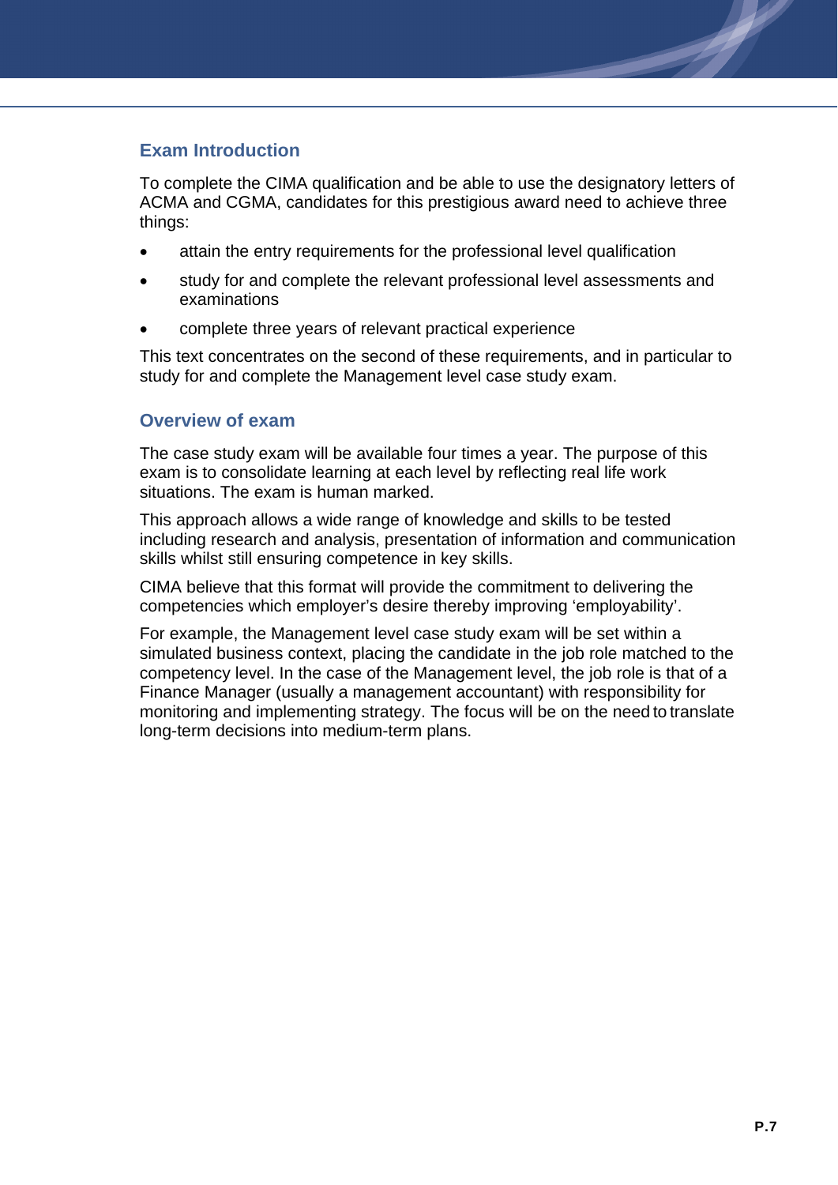## Exam Introduction

To complete the CIMA qualification and be able to use the designatory letters of ACMA and CGMA, candidates for this prestigious award need to achieve three things:

- attain the entry requirements for the professional level qualification
- study for and complete the relevant professional level assessments and examinations
- complete three years of relevant practical experience

This text concentrates on the second of these requirements, and in particular to study for and complete the Management level case study exam.

## Overview of exam

The case study exam will be available four times a year. The purpose of this exam is to consolidate learning at each level by reflecting real life work situations. The exam is human marked.

This approach allows a wide range of knowledge and skills to be tested including research and analysis, presentation of information and communication skills whilst still ensuring competence in key skills.

CIMA believe that this format will provide the commitment to delivering the competencies which employer's desire thereby improving 'employability'.

For example, the Management level case study exam will be set within a simulated business context, placing the candidate in the job role matched to the competency level. In the case of the Management level, the job role is that of a Finance Manager (usually a management accountant) with responsibility for monitoring and implementing strategy. The focus will be on the need to translate long-term decisions into medium-term plans.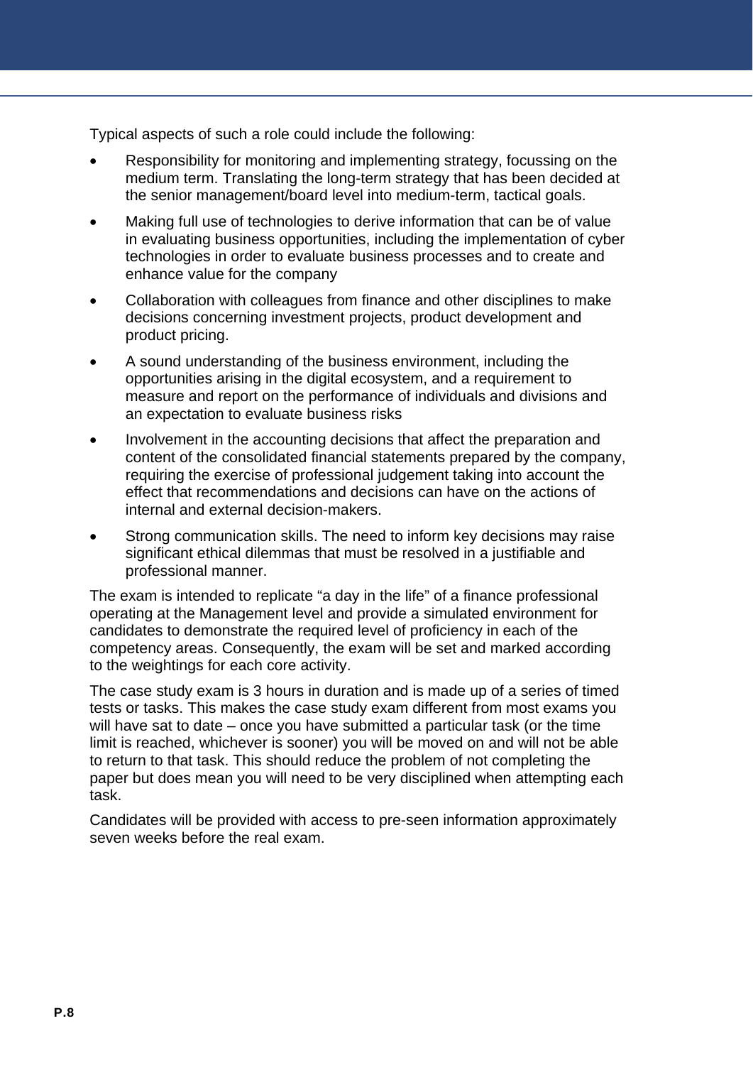Typical aspects of such a role could include the following:

- Responsibility for monitoring and implementing strategy, focussing on the medium term. Translating the long-term strategy that has been decided at the senior management/board level into medium-term, tactical goals.
- Making full use of technologies to derive information that can be of value in evaluating business opportunities, including the implementation of cyber technologies in order to evaluate business processes and to create and enhance value for the company
- Collaboration with colleagues from finance and other disciplines to make decisions concerning investment projects, product development and product pricing.
- A sound understanding of the business environment, including the opportunities arising in the digital ecosystem, and a requirement to measure and report on the performance of individuals and divisions and an expectation to evaluate business risks
- Involvement in the accounting decisions that affect the preparation and content of the consolidated financial statements prepared by the company, requiring the exercise of professional judgement taking into account the effect that recommendations and decisions can have on the actions of internal and external decision-makers.
- Strong communication skills. The need to inform key decisions may raise significant ethical dilemmas that must be resolved in a justifiable and professional manner.

The exam is intended to replicate "a day in the life" of a finance professional operating at the Management level and provide a simulated environment for candidates to demonstrate the required level of proficiency in each of the competency areas. Consequently, the exam will be set and marked according to the weightings for each core activity.

The case study exam is 3 hours in duration and is made up of a series of timed tests or tasks. This makes the case study exam different from most exams you will have sat to date – once you have submitted a particular task (or the time limit is reached, whichever is sooner) you will be moved on and will not be able to return to that task. This should reduce the problem of not completing the paper but does mean you will need to be very disciplined when attempting each task.

Candidates will be provided with access to pre-seen information approximately seven weeks before the real exam.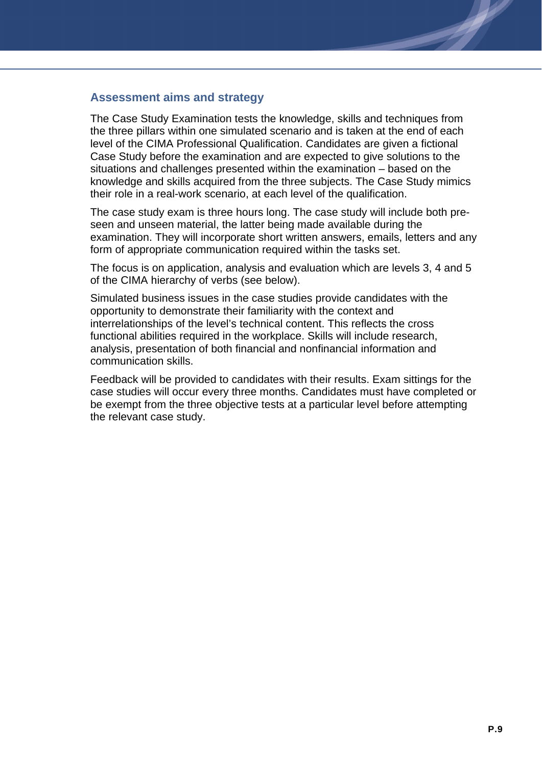## Assessment aims and strategy

The Case Study Examination tests the knowledge, skills and techniques from the three pillars within one simulated scenario and is taken at the end of each level of the CIMA Professional Qualification. Candidates are given a fictional Case Study before the examination and are expected to give solutions to the situations and challenges presented within the examination – based on the knowledge and skills acquired from the three subjects. The Case Study mimics their role in a real-work scenario, at each level of the qualification.

The case study exam is three hours long. The case study will include both pre-seen and unseen material, the latter being made available during the examination. They will incorporate short written answers, emails, letters and any form of appropriate communication required within the tasks set.

The focus is on application, analysis and evaluation which are levels 3, 4 and 5 of the CIMA hierarchy of verbs (see below).

Simulated business issues in the case studies provide candidates with the opportunity to demonstrate their familiarity with the context and interrelationships of the level's technical content. This reflects the cross functional abilities required in the workplace. Skills will include research, analysis, presentation of both financial and nonfinancial information and communication skills.

Feedback will be provided to candidates with their results. Exam sittings for the case studies will occur every three months. Candidates must have completed or be exempt from the three objective tests at a particular level before attempting the relevant case study.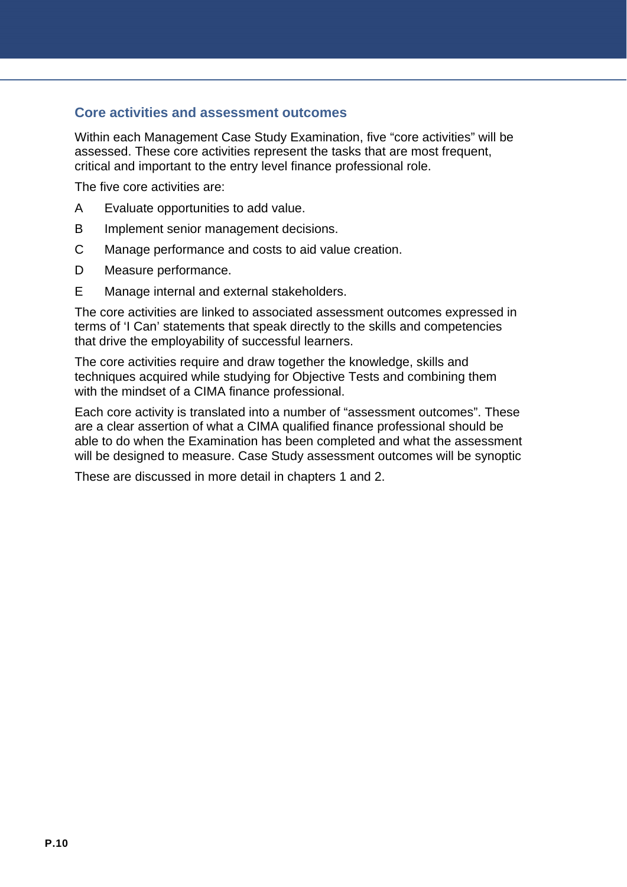## Core activities and assessment outcomes

Within each Management Case Study Examination, five "core activities" will be assessed. These core activities represent the tasks that are most frequent, critical and important to the entry level finance professional role.

The five core activities are:

A Evaluate opportunities to add value.

B Implement senior management decisions.

C Manage performance and costs to aid value creation.

D Measure performance.

E Manage internal and external stakeholders.

The core activities are linked to associated assessment outcomes expressed in terms of 'I Can' statements that speak directly to the skills and competencies that drive the employability of successful learners.

The core activities require and draw together the knowledge, skills and techniques acquired while studying for Objective Tests and combining them with the mindset of a CIMA finance professional.

Each core activity is translated into a number of "assessment outcomes". These are a clear assertion of what a CIMA qualified finance professional should be able to do when the Examination has been completed and what the assessment will be designed to measure. Case Study assessment outcomes will be synoptic

These are discussed in more detail in chapters 1 and 2.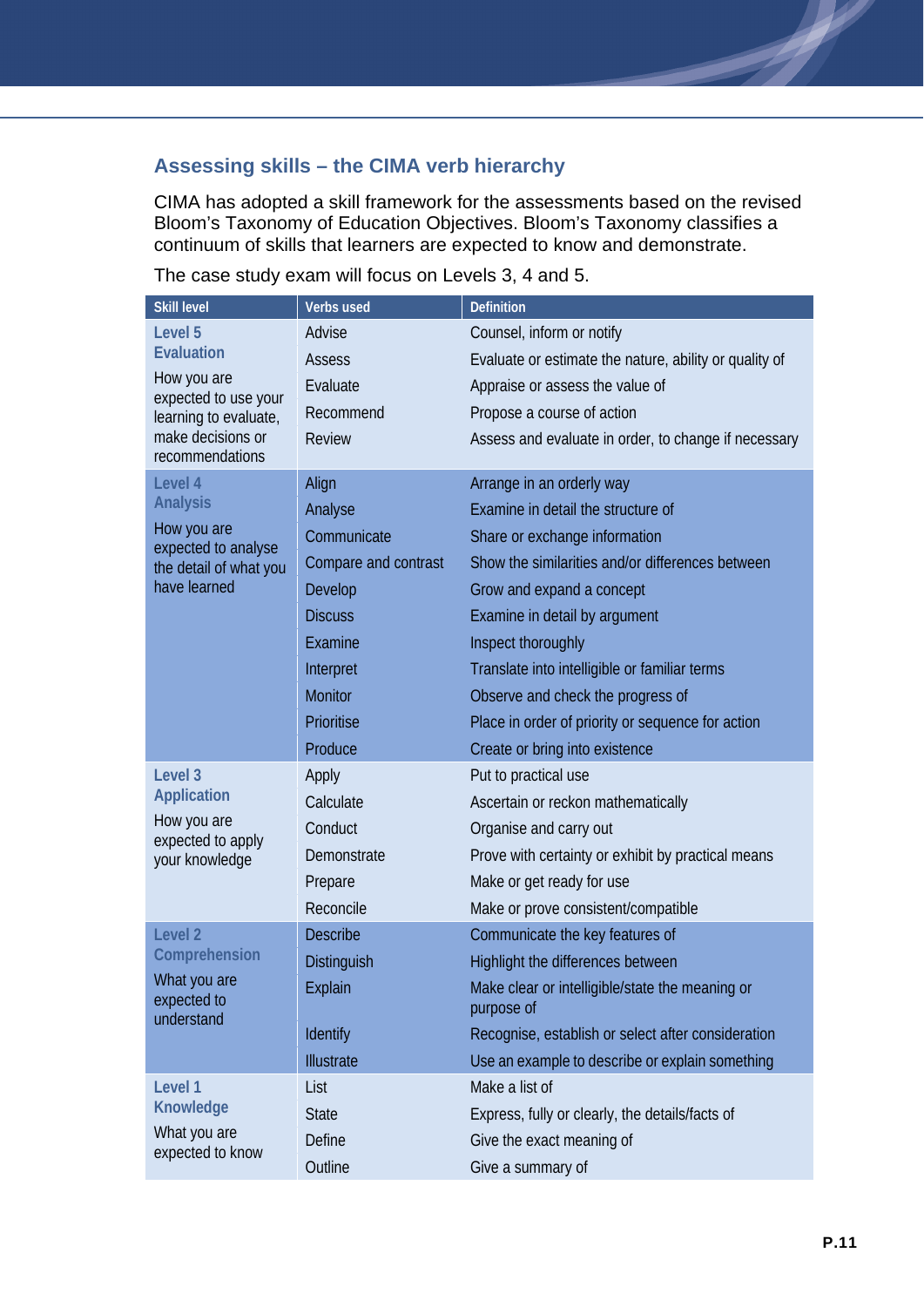## Assessing skills – the CIMA verb hierarchy

CIMA has adopted a skill framework for the assessments based on the revised Bloom's Taxonomy of Education Objectives. Bloom's Taxonomy classifies a continuum of skills that learners are expected to know and demonstrate.

The case study exam will focus on Levels 3, 4 and 5.

| Skill level | Verbs used | Definition |
|---|---|---|
| **Level 5 Evaluation** How you are expected to use your learning to evaluate, make decisions or recommendations | Advise | Counsel, inform or notify |
| | Assess | Evaluate or estimate the nature, ability or quality of |
| | Evaluate | Appraise or assess the value of |
| | Recommend | Propose a course of action |
| | Review | Assess and evaluate in order, to change if necessary |
| **Level 4 Analysis** How you are expected to analyse the detail of what you have learned | Align | Arrange in an orderly way |
| | Analyse | Examine in detail the structure of |
| | Communicate | Share or exchange information |
| | Compare and contrast | Show the similarities and/or differences between |
| | Develop | Grow and expand a concept |
| | Discuss | Examine in detail by argument |
| | Examine | Inspect thoroughly |
| | Interpret | Translate into intelligible or familiar terms |
| | Monitor | Observe and check the progress of |
| | Prioritise | Place in order of priority or sequence for action |
| | Produce | Create or bring into existence |
| **Level 3 Application** How you are expected to apply your knowledge | Apply | Put to practical use |
| | Calculate | Ascertain or reckon mathematically |
| | Conduct | Organise and carry out |
| | Demonstrate | Prove with certainty or exhibit by practical means |
| | Prepare | Make or get ready for use |
| | Reconcile | Make or prove consistent/compatible |
| **Level 2 Comprehension** What you are expected to understand | Describe | Communicate the key features of |
| | Distinguish | Highlight the differences between |
| | Explain | Make clear or intelligible/state the meaning or purpose of |
| | Identify | Recognise, establish or select after consideration |
| | Illustrate | Use an example to describe or explain something |
| **Level 1 Knowledge** What you are expected to know | List | Make a list of |
| | State | Express, fully or clearly, the details/facts of |
| | Define | Give the exact meaning of |
| | Outline | Give a summary of |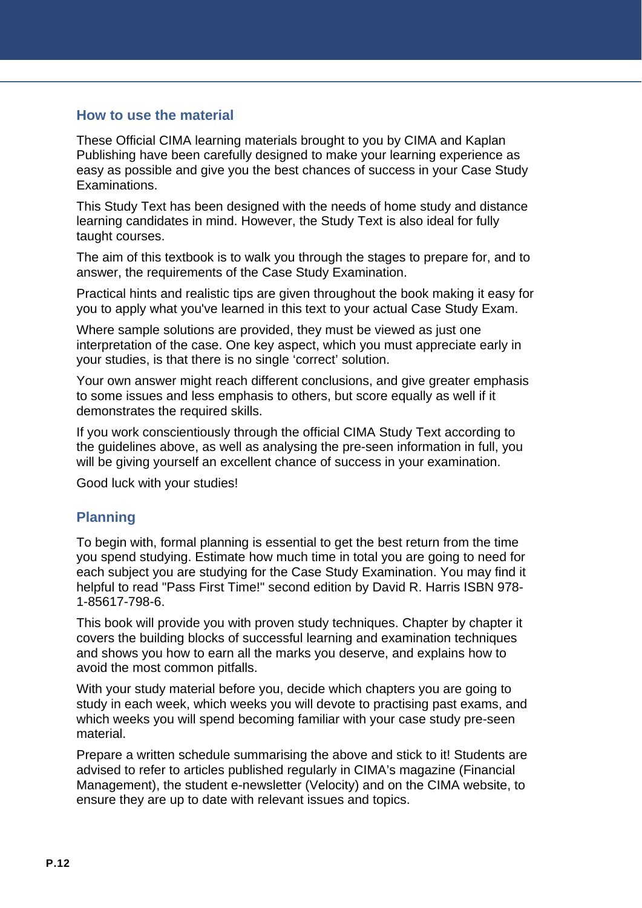## How to use the material

These Official CIMA learning materials brought to you by CIMA and Kaplan Publishing have been carefully designed to make your learning experience as easy as possible and give you the best chances of success in your Case Study Examinations.

This Study Text has been designed with the needs of home study and distance learning candidates in mind. However, the Study Text is also ideal for fully taught courses.

The aim of this textbook is to walk you through the stages to prepare for, and to answer, the requirements of the Case Study Examination.

Practical hints and realistic tips are given throughout the book making it easy for you to apply what you've learned in this text to your actual Case Study Exam.

Where sample solutions are provided, they must be viewed as just one interpretation of the case. One key aspect, which you must appreciate early in your studies, is that there is no single 'correct' solution.

Your own answer might reach different conclusions, and give greater emphasis to some issues and less emphasis to others, but score equally as well if it demonstrates the required skills.

If you work conscientiously through the official CIMA Study Text according to the guidelines above, as well as analysing the pre-seen information in full, you will be giving yourself an excellent chance of success in your examination.

Good luck with your studies!

## Planning

To begin with, formal planning is essential to get the best return from the time you spend studying. Estimate how much time in total you are going to need for each subject you are studying for the Case Study Examination. You may find it helpful to read "Pass First Time!" second edition by David R. Harris ISBN 978-1-85617-798-6.

This book will provide you with proven study techniques. Chapter by chapter it covers the building blocks of successful learning and examination techniques and shows you how to earn all the marks you deserve, and explains how to avoid the most common pitfalls.

With your study material before you, decide which chapters you are going to study in each week, which weeks you will devote to practising past exams, and which weeks you will spend becoming familiar with your case study pre-seen material.

Prepare a written schedule summarising the above and stick to it! Students are advised to refer to articles published regularly in CIMA's magazine (Financial Management), the student e-newsletter (Velocity) and on the CIMA website, to ensure they are up to date with relevant issues and topics.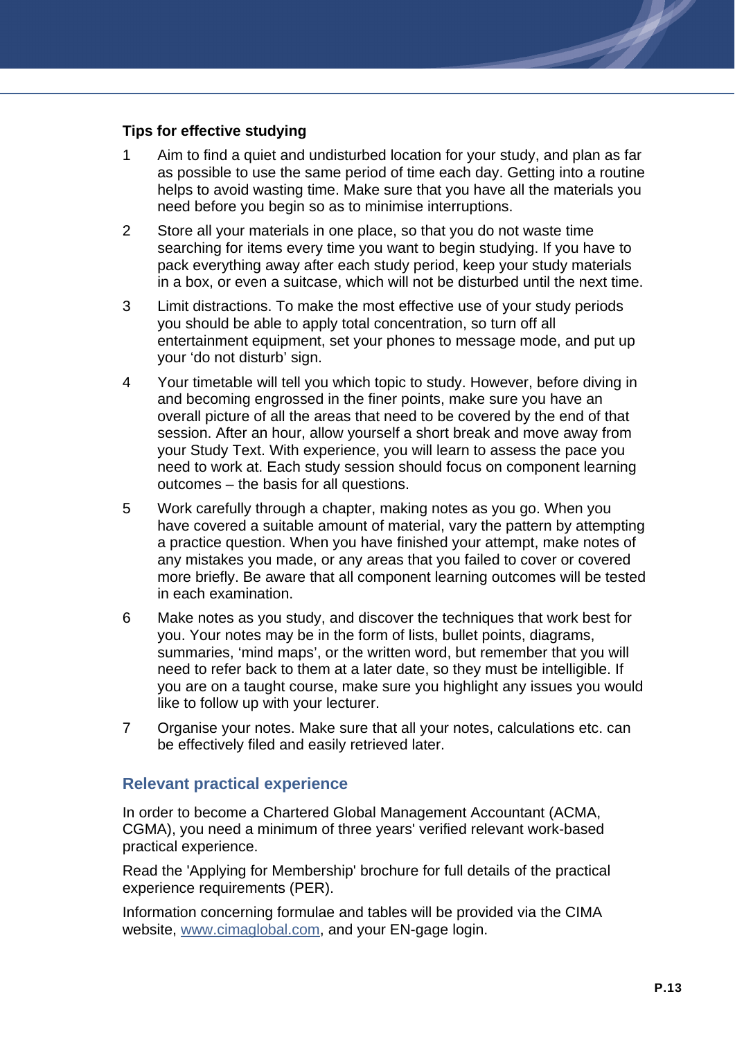**Tips for effective studying**

1. Aim to find a quiet and undisturbed location for your study, and plan as far as possible to use the same period of time each day. Getting into a routine helps to avoid wasting time. Make sure that you have all the materials you need before you begin so as to minimise interruptions.
2. Store all your materials in one place, so that you do not waste time searching for items every time you want to begin studying. If you have to pack everything away after each study period, keep your study materials in a box, or even a suitcase, which will not be disturbed until the next time.
3. Limit distractions. To make the most effective use of your study periods you should be able to apply total concentration, so turn off all entertainment equipment, set your phones to message mode, and put up your 'do not disturb' sign.
4. Your timetable will tell you which topic to study. However, before diving in and becoming engrossed in the finer points, make sure you have an overall picture of all the areas that need to be covered by the end of that session. After an hour, allow yourself a short break and move away from your Study Text. With experience, you will learn to assess the pace you need to work at. Each study session should focus on component learning outcomes – the basis for all questions.
5. Work carefully through a chapter, making notes as you go. When you have covered a suitable amount of material, vary the pattern by attempting a practice question. When you have finished your attempt, make notes of any mistakes you made, or any areas that you failed to cover or covered more briefly. Be aware that all component learning outcomes will be tested in each examination.
6. Make notes as you study, and discover the techniques that work best for you. Your notes may be in the form of lists, bullet points, diagrams, summaries, 'mind maps', or the written word, but remember that you will need to refer back to them at a later date, so they must be intelligible. If you are on a taught course, make sure you highlight any issues you would like to follow up with your lecturer.
7. Organise your notes. Make sure that all your notes, calculations etc. can be effectively filed and easily retrieved later.

## Relevant practical experience

In order to become a Chartered Global Management Accountant (ACMA, CGMA), you need a minimum of three years' verified relevant work-based practical experience.

Read the 'Applying for Membership' brochure for full details of the practical experience requirements (PER).

Information concerning formulae and tables will be provided via the CIMA website, www.cimaglobal.com, and your EN-gage login.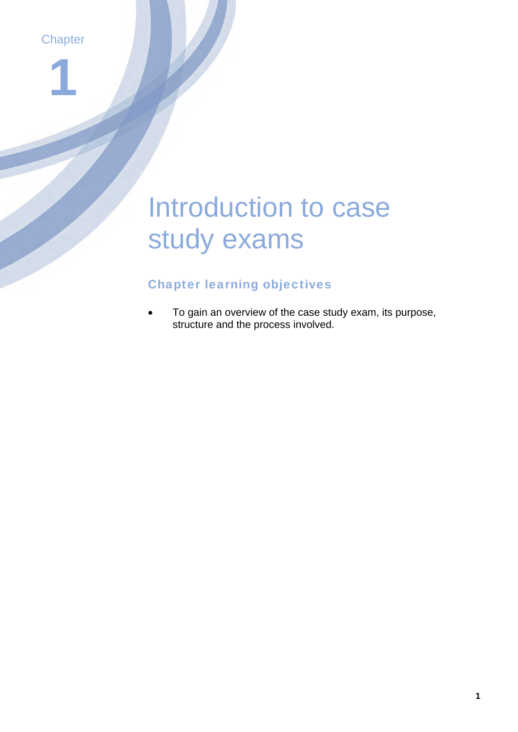Chapter

# 1

# Introduction to case study exams

## Chapter learning objectives

- To gain an overview of the case study exam, its purpose, structure and the process involved.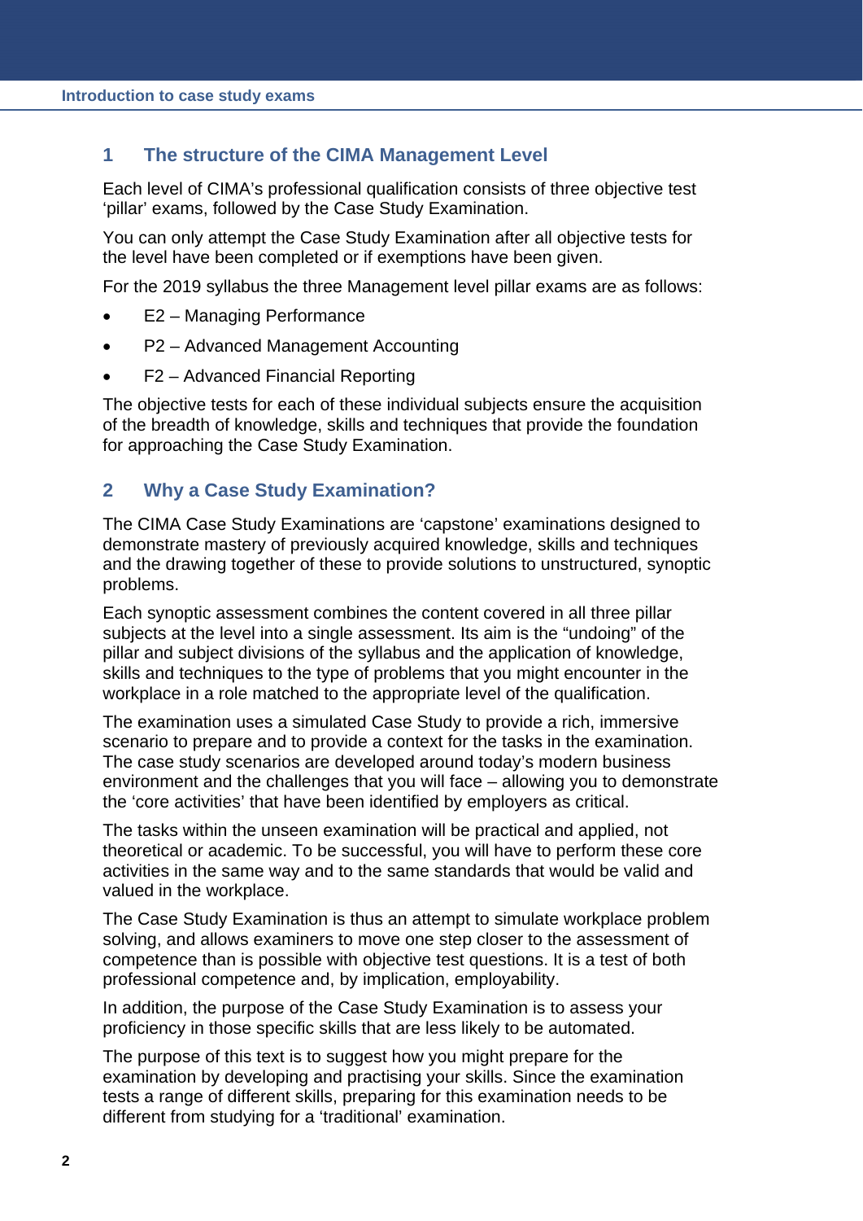## 1 The structure of the CIMA Management Level

Each level of CIMA's professional qualification consists of three objective test 'pillar' exams, followed by the Case Study Examination.

You can only attempt the Case Study Examination after all objective tests for the level have been completed or if exemptions have been given.

For the 2019 syllabus the three Management level pillar exams are as follows:

- E2 – Managing Performance
- P2 – Advanced Management Accounting
- F2 – Advanced Financial Reporting

The objective tests for each of these individual subjects ensure the acquisition of the breadth of knowledge, skills and techniques that provide the foundation for approaching the Case Study Examination.

## 2 Why a Case Study Examination?

The CIMA Case Study Examinations are 'capstone' examinations designed to demonstrate mastery of previously acquired knowledge, skills and techniques and the drawing together of these to provide solutions to unstructured, synoptic problems.

Each synoptic assessment combines the content covered in all three pillar subjects at the level into a single assessment. Its aim is the "undoing" of the pillar and subject divisions of the syllabus and the application of knowledge, skills and techniques to the type of problems that you might encounter in the workplace in a role matched to the appropriate level of the qualification.

The examination uses a simulated Case Study to provide a rich, immersive scenario to prepare and to provide a context for the tasks in the examination. The case study scenarios are developed around today's modern business environment and the challenges that you will face – allowing you to demonstrate the 'core activities' that have been identified by employers as critical.

The tasks within the unseen examination will be practical and applied, not theoretical or academic. To be successful, you will have to perform these core activities in the same way and to the same standards that would be valid and valued in the workplace.

The Case Study Examination is thus an attempt to simulate workplace problem solving, and allows examiners to move one step closer to the assessment of competence than is possible with objective test questions. It is a test of both professional competence and, by implication, employability.

In addition, the purpose of the Case Study Examination is to assess your proficiency in those specific skills that are less likely to be automated.

The purpose of this text is to suggest how you might prepare for the examination by developing and practising your skills. Since the examination tests a range of different skills, preparing for this examination needs to be different from studying for a 'traditional' examination.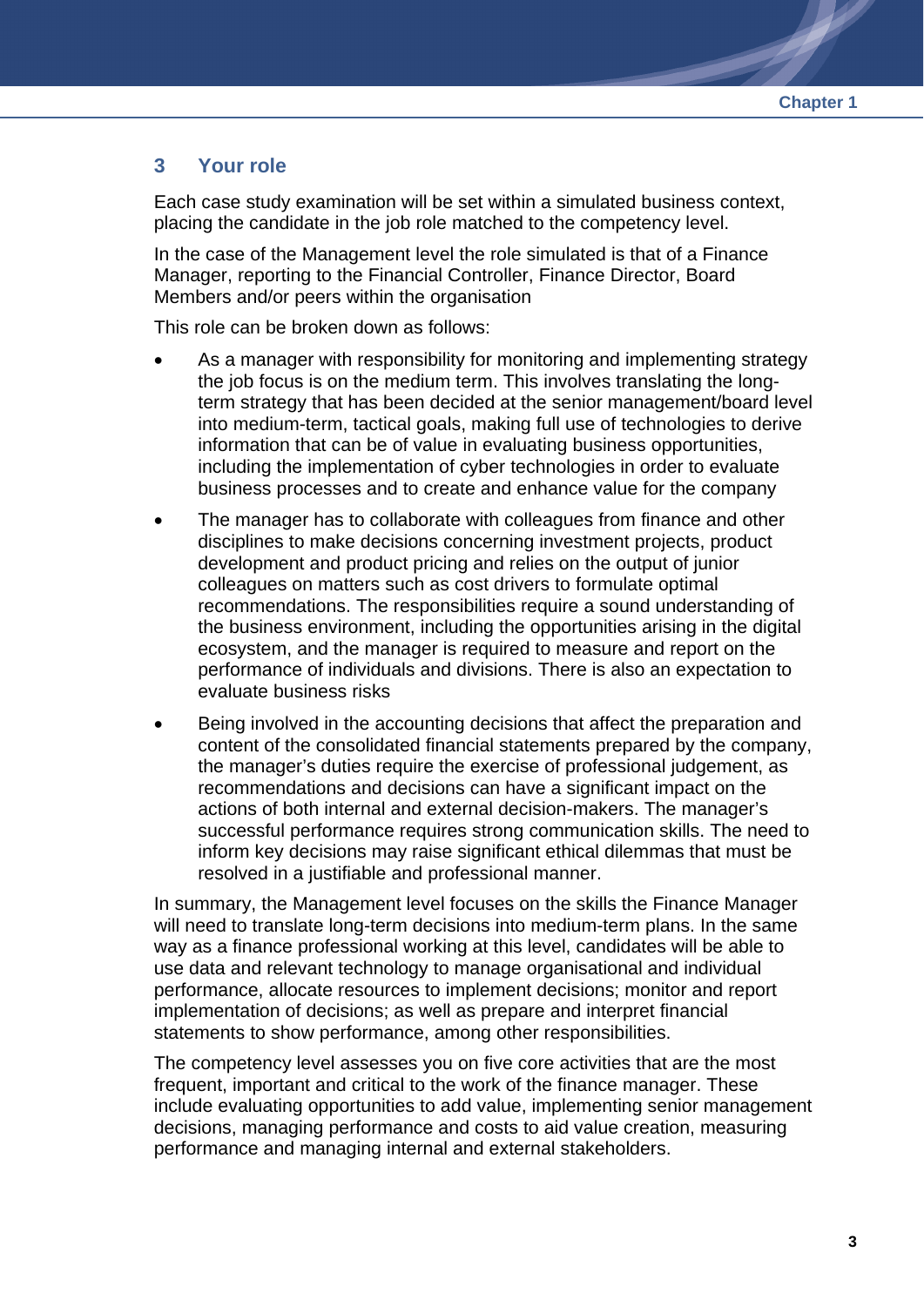## 3 Your role

Each case study examination will be set within a simulated business context, placing the candidate in the job role matched to the competency level.

In the case of the Management level the role simulated is that of a Finance Manager, reporting to the Financial Controller, Finance Director, Board Members and/or peers within the organisation

This role can be broken down as follows:

- As a manager with responsibility for monitoring and implementing strategy the job focus is on the medium term. This involves translating the long-term strategy that has been decided at the senior management/board level into medium-term, tactical goals, making full use of technologies to derive information that can be of value in evaluating business opportunities, including the implementation of cyber technologies in order to evaluate business processes and to create and enhance value for the company
- The manager has to collaborate with colleagues from finance and other disciplines to make decisions concerning investment projects, product development and product pricing and relies on the output of junior colleagues on matters such as cost drivers to formulate optimal recommendations. The responsibilities require a sound understanding of the business environment, including the opportunities arising in the digital ecosystem, and the manager is required to measure and report on the performance of individuals and divisions. There is also an expectation to evaluate business risks
- Being involved in the accounting decisions that affect the preparation and content of the consolidated financial statements prepared by the company, the manager's duties require the exercise of professional judgement, as recommendations and decisions can have a significant impact on the actions of both internal and external decision-makers. The manager's successful performance requires strong communication skills. The need to inform key decisions may raise significant ethical dilemmas that must be resolved in a justifiable and professional manner.

In summary, the Management level focuses on the skills the Finance Manager will need to translate long-term decisions into medium-term plans. In the same way as a finance professional working at this level, candidates will be able to use data and relevant technology to manage organisational and individual performance, allocate resources to implement decisions; monitor and report implementation of decisions; as well as prepare and interpret financial statements to show performance, among other responsibilities.

The competency level assesses you on five core activities that are the most frequent, important and critical to the work of the finance manager. These include evaluating opportunities to add value, implementing senior management decisions, managing performance and costs to aid value creation, measuring performance and managing internal and external stakeholders.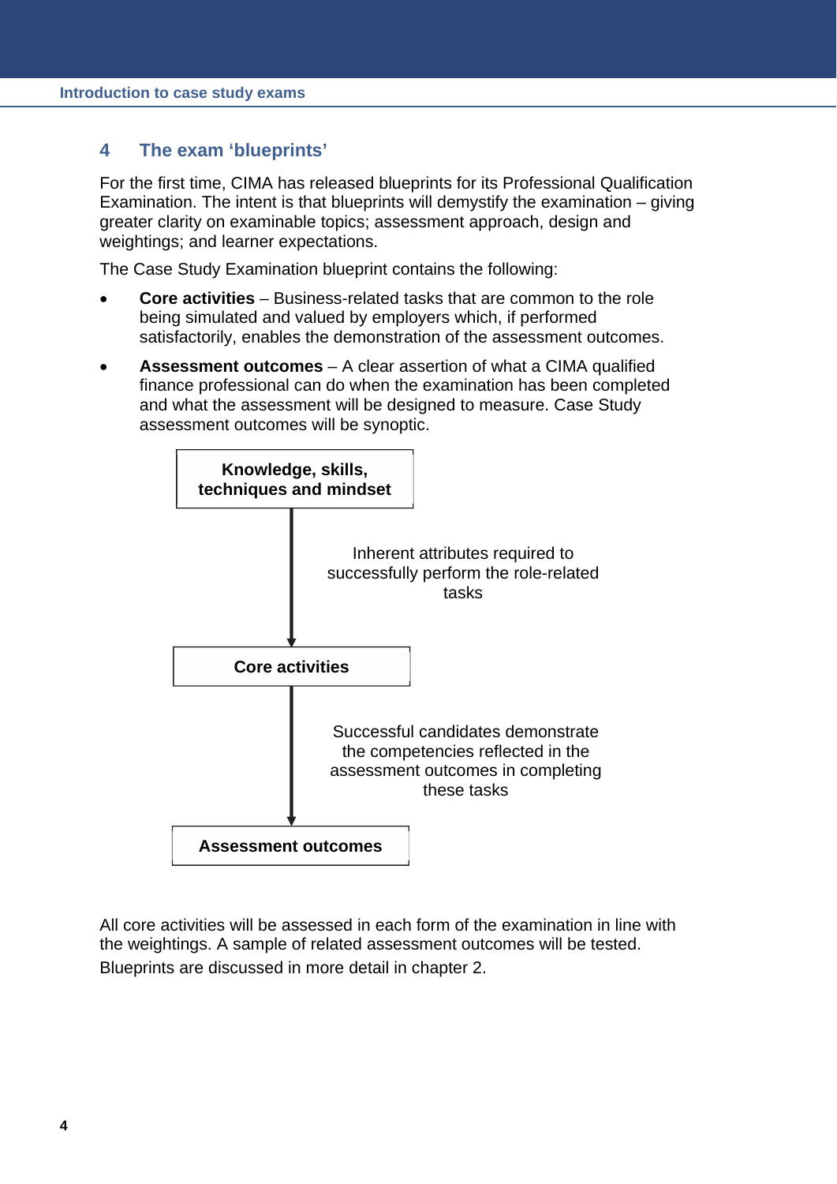## 4 The exam 'blueprints'

For the first time, CIMA has released blueprints for its Professional Qualification Examination. The intent is that blueprints will demystify the examination – giving greater clarity on examinable topics; assessment approach, design and weightings; and learner expectations.

The Case Study Examination blueprint contains the following:

- **Core activities** – Business-related tasks that are common to the role being simulated and valued by employers which, if performed satisfactorily, enables the demonstration of the assessment outcomes.
- **Assessment outcomes** – A clear assertion of what a CIMA qualified finance professional can do when the examination has been completed and what the assessment will be designed to measure. Case Study assessment outcomes will be synoptic.

**Knowledge, skills, techniques and mindset**

↓ Inherent attributes required to successfully perform the role-related tasks

**Core activities**

↓ Successful candidates demonstrate the competencies reflected in the assessment outcomes in completing these tasks

**Assessment outcomes**

All core activities will be assessed in each form of the examination in line with the weightings. A sample of related assessment outcomes will be tested.

Blueprints are discussed in more detail in chapter 2.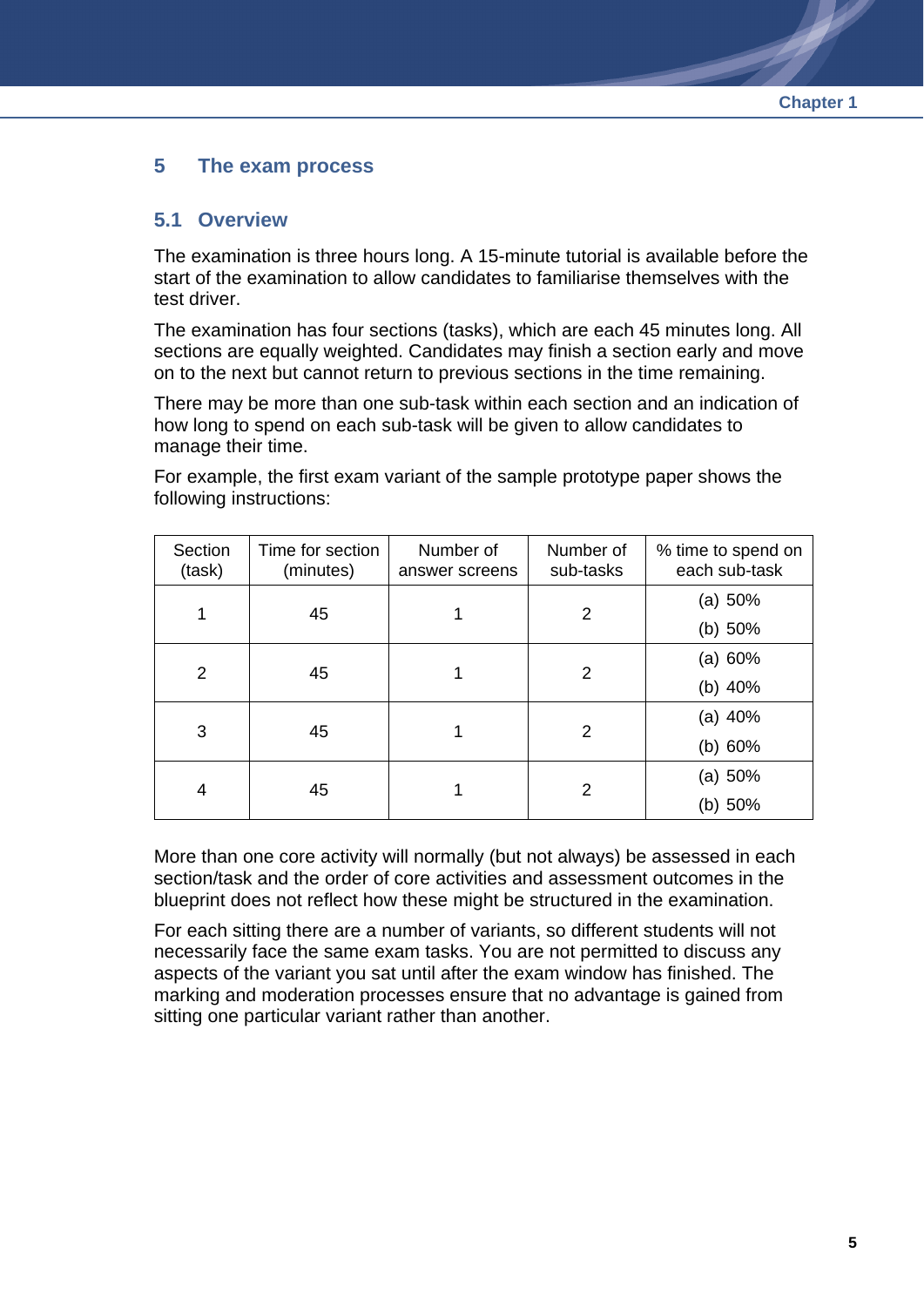## 5 The exam process

### 5.1 Overview

The examination is three hours long. A 15-minute tutorial is available before the start of the examination to allow candidates to familiarise themselves with the test driver.

The examination has four sections (tasks), which are each 45 minutes long. All sections are equally weighted. Candidates may finish a section early and move on to the next but cannot return to previous sections in the time remaining.

There may be more than one sub-task within each section and an indication of how long to spend on each sub-task will be given to allow candidates to manage their time.

For example, the first exam variant of the sample prototype paper shows the following instructions:

| Section (task) | Time for section (minutes) | Number of answer screens | Number of sub-tasks | % time to spend on each sub-task |
|---|---|---|---|---|
| 1 | 45 | 1 | 2 | (a) 50%<br>(b) 50% |
| 2 | 45 | 1 | 2 | (a) 60%<br>(b) 40% |
| 3 | 45 | 1 | 2 | (a) 40%<br>(b) 60% |
| 4 | 45 | 1 | 2 | (a) 50%<br>(b) 50% |

More than one core activity will normally (but not always) be assessed in each section/task and the order of core activities and assessment outcomes in the blueprint does not reflect how these might be structured in the examination.

For each sitting there are a number of variants, so different students will not necessarily face the same exam tasks. You are not permitted to discuss any aspects of the variant you sat until after the exam window has finished. The marking and moderation processes ensure that no advantage is gained from sitting one particular variant rather than another.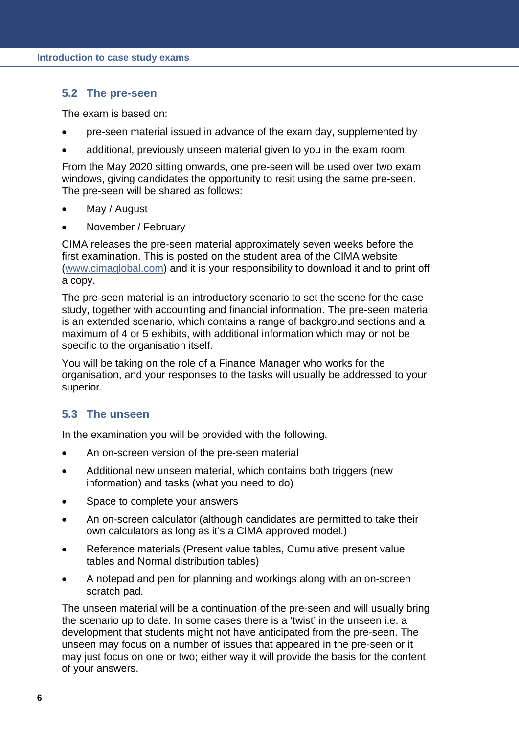## 5.2 The pre-seen

The exam is based on:

- pre-seen material issued in advance of the exam day, supplemented by
- additional, previously unseen material given to you in the exam room.

From the May 2020 sitting onwards, one pre-seen will be used over two exam windows, giving candidates the opportunity to resit using the same pre-seen. The pre-seen will be shared as follows:

- May / August
- November / February

CIMA releases the pre-seen material approximately seven weeks before the first examination. This is posted on the student area of the CIMA website (www.cimaglobal.com) and it is your responsibility to download it and to print off a copy.

The pre-seen material is an introductory scenario to set the scene for the case study, together with accounting and financial information. The pre-seen material is an extended scenario, which contains a range of background sections and a maximum of 4 or 5 exhibits, with additional information which may or not be specific to the organisation itself.

You will be taking on the role of a Finance Manager who works for the organisation, and your responses to the tasks will usually be addressed to your superior.

## 5.3 The unseen

In the examination you will be provided with the following.

- An on-screen version of the pre-seen material
- Additional new unseen material, which contains both triggers (new information) and tasks (what you need to do)
- Space to complete your answers
- An on-screen calculator (although candidates are permitted to take their own calculators as long as it's a CIMA approved model.)
- Reference materials (Present value tables, Cumulative present value tables and Normal distribution tables)
- A notepad and pen for planning and workings along with an on-screen scratch pad.

The unseen material will be a continuation of the pre-seen and will usually bring the scenario up to date. In some cases there is a 'twist' in the unseen i.e. a development that students might not have anticipated from the pre-seen. The unseen may focus on a number of issues that appeared in the pre-seen or it may just focus on one or two; either way it will provide the basis for the content of your answers.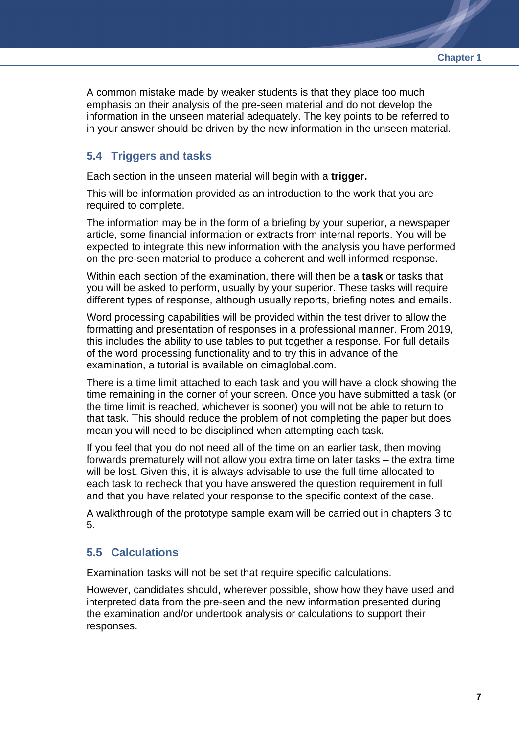A common mistake made by weaker students is that they place too much emphasis on their analysis of the pre-seen material and do not develop the information in the unseen material adequately. The key points to be referred to in your answer should be driven by the new information in the unseen material.

### 5.4 Triggers and tasks

Each section in the unseen material will begin with a **trigger.**

This will be information provided as an introduction to the work that you are required to complete.

The information may be in the form of a briefing by your superior, a newspaper article, some financial information or extracts from internal reports. You will be expected to integrate this new information with the analysis you have performed on the pre-seen material to produce a coherent and well informed response.

Within each section of the examination, there will then be a **task** or tasks that you will be asked to perform, usually by your superior. These tasks will require different types of response, although usually reports, briefing notes and emails.

Word processing capabilities will be provided within the test driver to allow the formatting and presentation of responses in a professional manner. From 2019, this includes the ability to use tables to put together a response. For full details of the word processing functionality and to try this in advance of the examination, a tutorial is available on cimaglobal.com.

There is a time limit attached to each task and you will have a clock showing the time remaining in the corner of your screen. Once you have submitted a task (or the time limit is reached, whichever is sooner) you will not be able to return to that task. This should reduce the problem of not completing the paper but does mean you will need to be disciplined when attempting each task.

If you feel that you do not need all of the time on an earlier task, then moving forwards prematurely will not allow you extra time on later tasks – the extra time will be lost. Given this, it is always advisable to use the full time allocated to each task to recheck that you have answered the question requirement in full and that you have related your response to the specific context of the case.

A walkthrough of the prototype sample exam will be carried out in chapters 3 to 5.

### 5.5 Calculations

Examination tasks will not be set that require specific calculations.

However, candidates should, wherever possible, show how they have used and interpreted data from the pre-seen and the new information presented during the examination and/or undertook analysis or calculations to support their responses.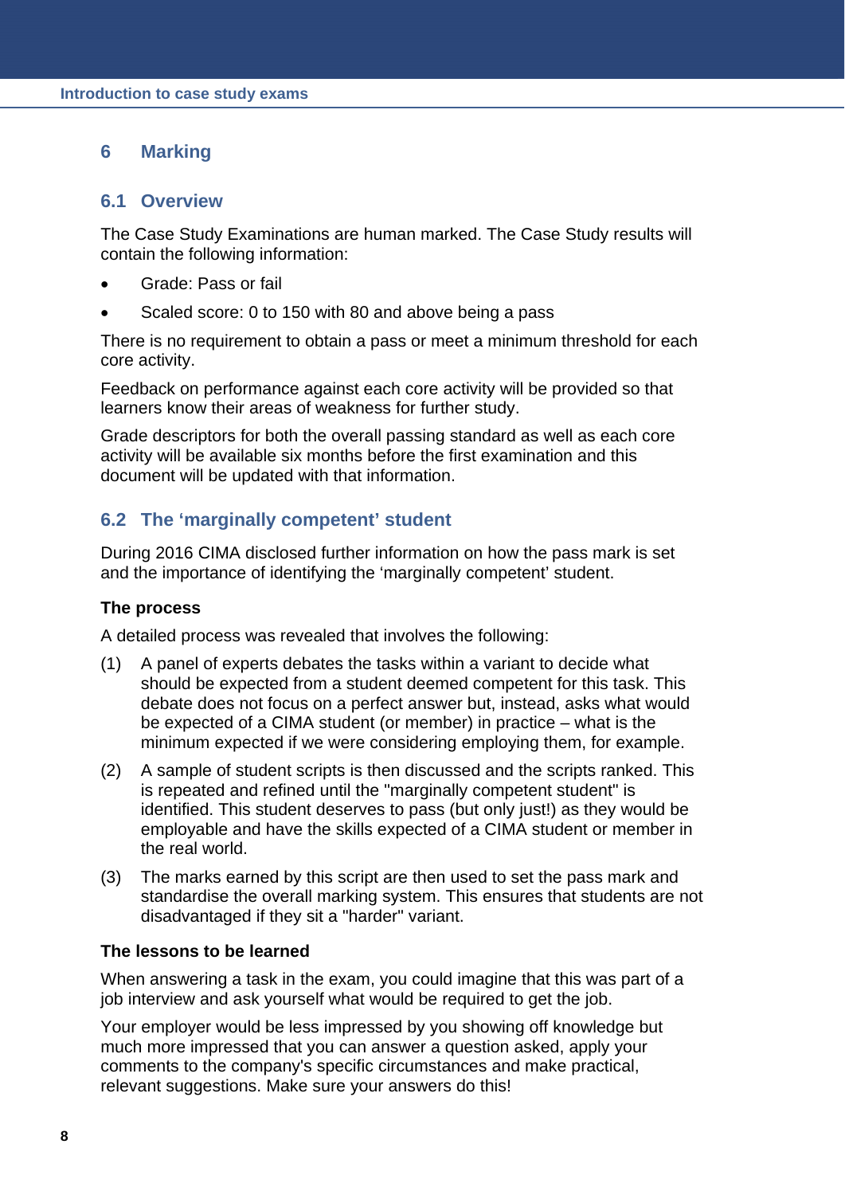## 6 Marking

### 6.1 Overview

The Case Study Examinations are human marked. The Case Study results will contain the following information:

- Grade: Pass or fail
- Scaled score: 0 to 150 with 80 and above being a pass

There is no requirement to obtain a pass or meet a minimum threshold for each core activity.

Feedback on performance against each core activity will be provided so that learners know their areas of weakness for further study.

Grade descriptors for both the overall passing standard as well as each core activity will be available six months before the first examination and this document will be updated with that information.

### 6.2 The 'marginally competent' student

During 2016 CIMA disclosed further information on how the pass mark is set and the importance of identifying the 'marginally competent' student.

**The process**

A detailed process was revealed that involves the following:

(1) A panel of experts debates the tasks within a variant to decide what should be expected from a student deemed competent for this task. This debate does not focus on a perfect answer but, instead, asks what would be expected of a CIMA student (or member) in practice – what is the minimum expected if we were considering employing them, for example.

(2) A sample of student scripts is then discussed and the scripts ranked. This is repeated and refined until the "marginally competent student" is identified. This student deserves to pass (but only just!) as they would be employable and have the skills expected of a CIMA student or member in the real world.

(3) The marks earned by this script are then used to set the pass mark and standardise the overall marking system. This ensures that students are not disadvantaged if they sit a "harder" variant.

**The lessons to be learned**

When answering a task in the exam, you could imagine that this was part of a job interview and ask yourself what would be required to get the job.

Your employer would be less impressed by you showing off knowledge but much more impressed that you can answer a question asked, apply your comments to the company's specific circumstances and make practical, relevant suggestions. Make sure your answers do this!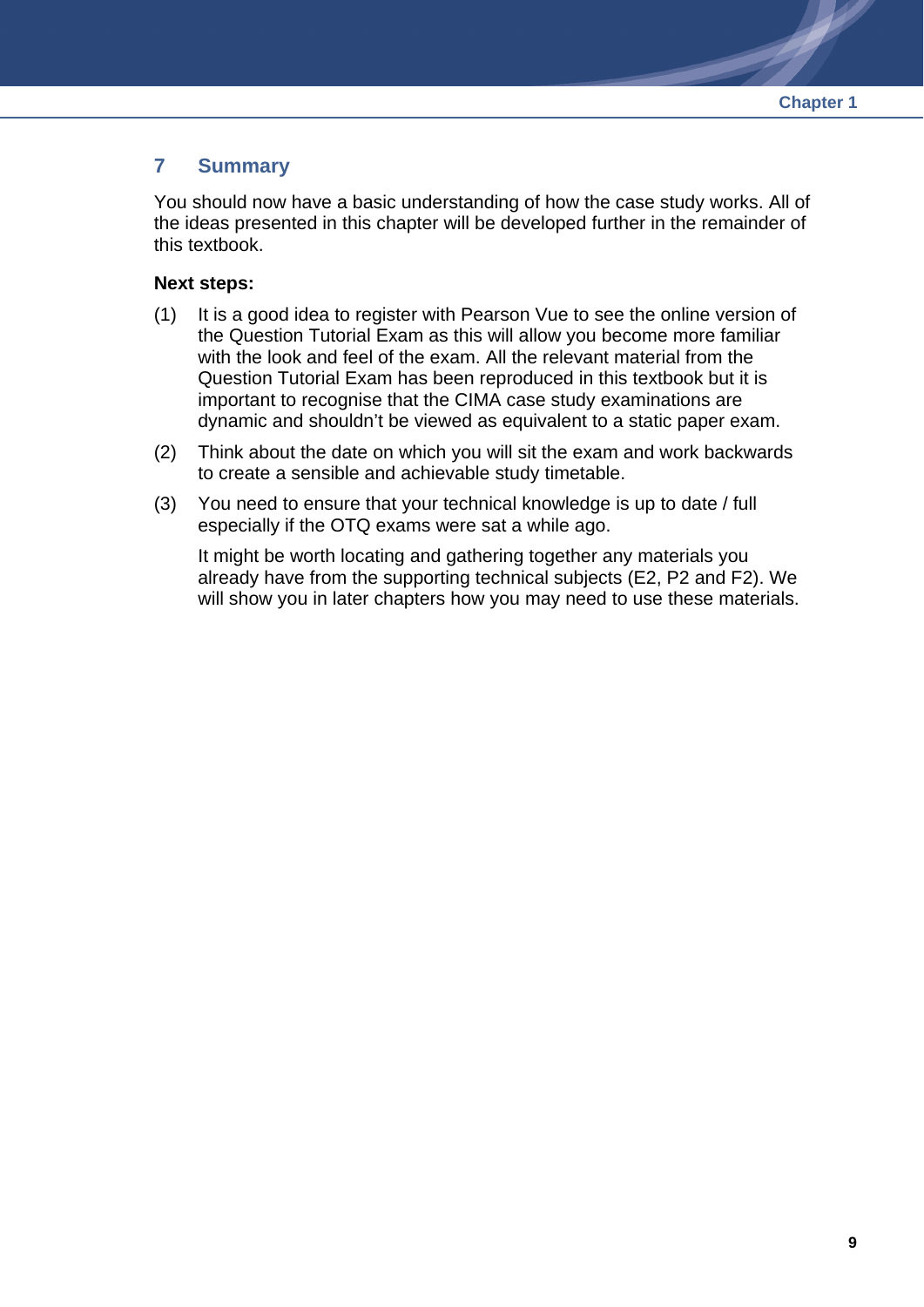## 7 Summary

You should now have a basic understanding of how the case study works. All of the ideas presented in this chapter will be developed further in the remainder of this textbook.

**Next steps:**

(1) It is a good idea to register with Pearson Vue to see the online version of the Question Tutorial Exam as this will allow you become more familiar with the look and feel of the exam. All the relevant material from the Question Tutorial Exam has been reproduced in this textbook but it is important to recognise that the CIMA case study examinations are dynamic and shouldn't be viewed as equivalent to a static paper exam.

(2) Think about the date on which you will sit the exam and work backwards to create a sensible and achievable study timetable.

(3) You need to ensure that your technical knowledge is up to date / full especially if the OTQ exams were sat a while ago.

It might be worth locating and gathering together any materials you already have from the supporting technical subjects (E2, P2 and F2). We will show you in later chapters how you may need to use these materials.